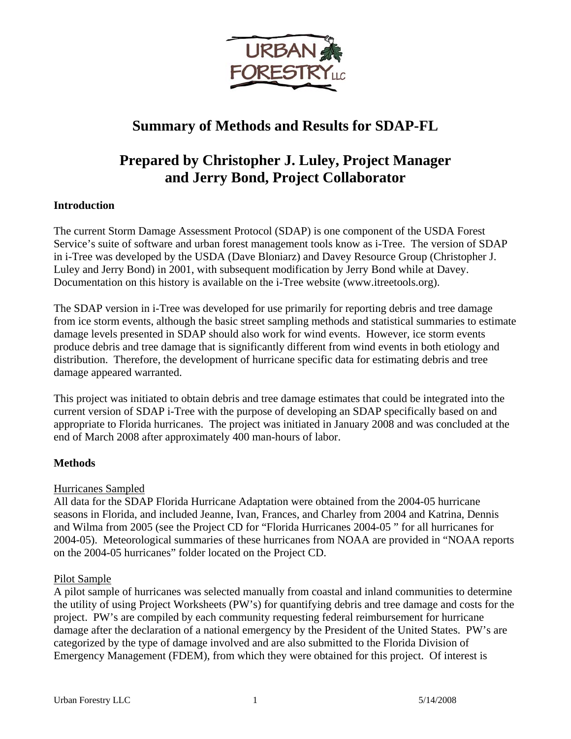# Summary of Methods and Results for SDAP-FL

## Prepared by Christopher J. Luley, Project Manager and Jerry Bond, Project Collaborator

**Introduction**

The current Storm Damage Assessment Protocol (SDAP) is one component of the USDA Forest Service's suite of software and urban forest management tools know as i-Tree. The version of SDAP in i-Tree was developed by the USDA (Dave Bloniarz) and Davey Resource Group (Christopher J. Luley and Jerry Bond) in 2001, with subsequent modification by Jerry Bond while at Davey. Documentation on this history is available on the i-Tree website (www.itreetools.org).

The SDAP version in i-Tree was developed for use primarily for reporting debris and tree damage from ice storm events, although the basic street sampling methods and statistical summaries to estimate damage levels presented in SDAP should also work for wind events. However, ice storm events produce debris and tree damage that is significantly different from wind events in both etiology and distribution. Therefore, the development of hurricane specific data for estimating debris and tree damage appeared warranted.

This project was initiated to obtain debris and tree damage estimates that could be integrated into the current version of SDAP i-Tree with the purpose of developing an SDAP specifically based on and appropriate to Florida hurricanes. The project was initiated in January 2008 and was concluded at the end of March 2008 after approximately 400 man-hours of labor.

**Methods**

Hurricanes Sampled

All data for the SDAP Florida Hurricane Adaptation were obtained from the 2004-05 hurricane seasons in Florida, and included Jeanne, Ivan, Frances, and Charley from 2004 and Katrina, Dennis and Wilma from 2005 (see the Project CD for "Florida Hurricanes 2004-05 " for all hurricanes for 2004-05). Meteorological summaries of these hurricanes from NOAA are provided in "NOAA reports on the 2004-05 hurricanes" folder located on the Project CD.

Pilot Sample

A pilot sample of hurricanes was selected manually from coastal and inland communities to determine the utility of using Project Worksheets (PW's) for quantifying debris and tree damage and costs for the project. PW's are compiled by each community requesting federal reimbursement for hurricane damage after the declaration of a national emergency by the President of the United States. PW's are categorized by the type of damage involved and are also submitted to the Florida Division of Emergency Management (FDEM), from which they were obtained for this project. Of interest is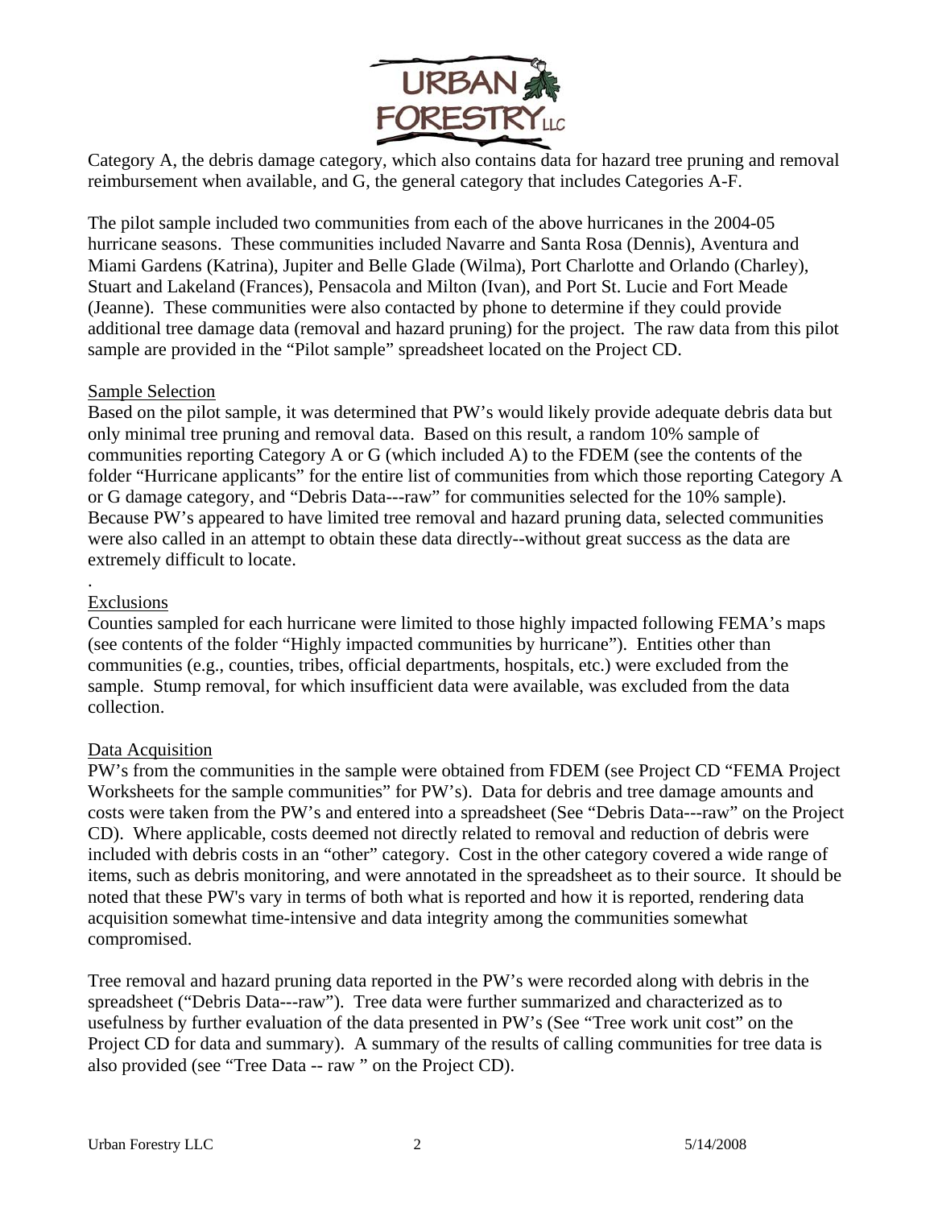Category A, the debris damage category, which also contains data for hazard tree pruning and removal reimbursement when available, and G, the general category that includes Categories A-F.

The pilot sample included two communities from each of the above hurricanes in the 2004-05 hurricane seasons. These communities included Navarre and Santa Rosa (Dennis), Aventura and Miami Gardens (Katrina), Jupiter and Belle Glade (Wilma), Port Charlotte and Orlando (Charley), Stuart and Lakeland (Frances), Pensacola and Milton (Ivan), and Port St. Lucie and Fort Meade (Jeanne). These communities were also contacted by phone to determine if they could provide additional tree damage data (removal and hazard pruning) for the project. The raw data from this pilot sample are provided in the "Pilot sample" spreadsheet located on the Project CD.

## Sample Selection

Based on the pilot sample, it was determined that PW's would likely provide adequate debris data but only minimal tree pruning and removal data. Based on this result, a random 10% sample of communities reporting Category A or G (which included A) to the FDEM (see the contents of the folder "Hurricane applicants" for the entire list of communities from which those reporting Category A or G damage category, and "Debris Data---raw" for communities selected for the 10% sample). Because PW's appeared to have limited tree removal and hazard pruning data, selected communities were also called in an attempt to obtain these data directly--without great success as the data are extremely difficult to locate.

.

## Exclusions

Counties sampled for each hurricane were limited to those highly impacted following FEMA's maps (see contents of the folder "Highly impacted communities by hurricane"). Entities other than communities (e.g., counties, tribes, official departments, hospitals, etc.) were excluded from the sample. Stump removal, for which insufficient data were available, was excluded from the data collection.

## Data Acquisition

PW's from the communities in the sample were obtained from FDEM (see Project CD "FEMA Project Worksheets for the sample communities" for PW's). Data for debris and tree damage amounts and costs were taken from the PW's and entered into a spreadsheet (See "Debris Data---raw" on the Project CD). Where applicable, costs deemed not directly related to removal and reduction of debris were included with debris costs in an "other" category. Cost in the other category covered a wide range of items, such as debris monitoring, and were annotated in the spreadsheet as to their source. It should be noted that these PW's vary in terms of both what is reported and how it is reported, rendering data acquisition somewhat time-intensive and data integrity among the communities somewhat compromised.

Tree removal and hazard pruning data reported in the PW's were recorded along with debris in the spreadsheet ("Debris Data---raw"). Tree data were further summarized and characterized as to usefulness by further evaluation of the data presented in PW's (See "Tree work unit cost" on the Project CD for data and summary). A summary of the results of calling communities for tree data is also provided (see "Tree Data -- raw " on the Project CD).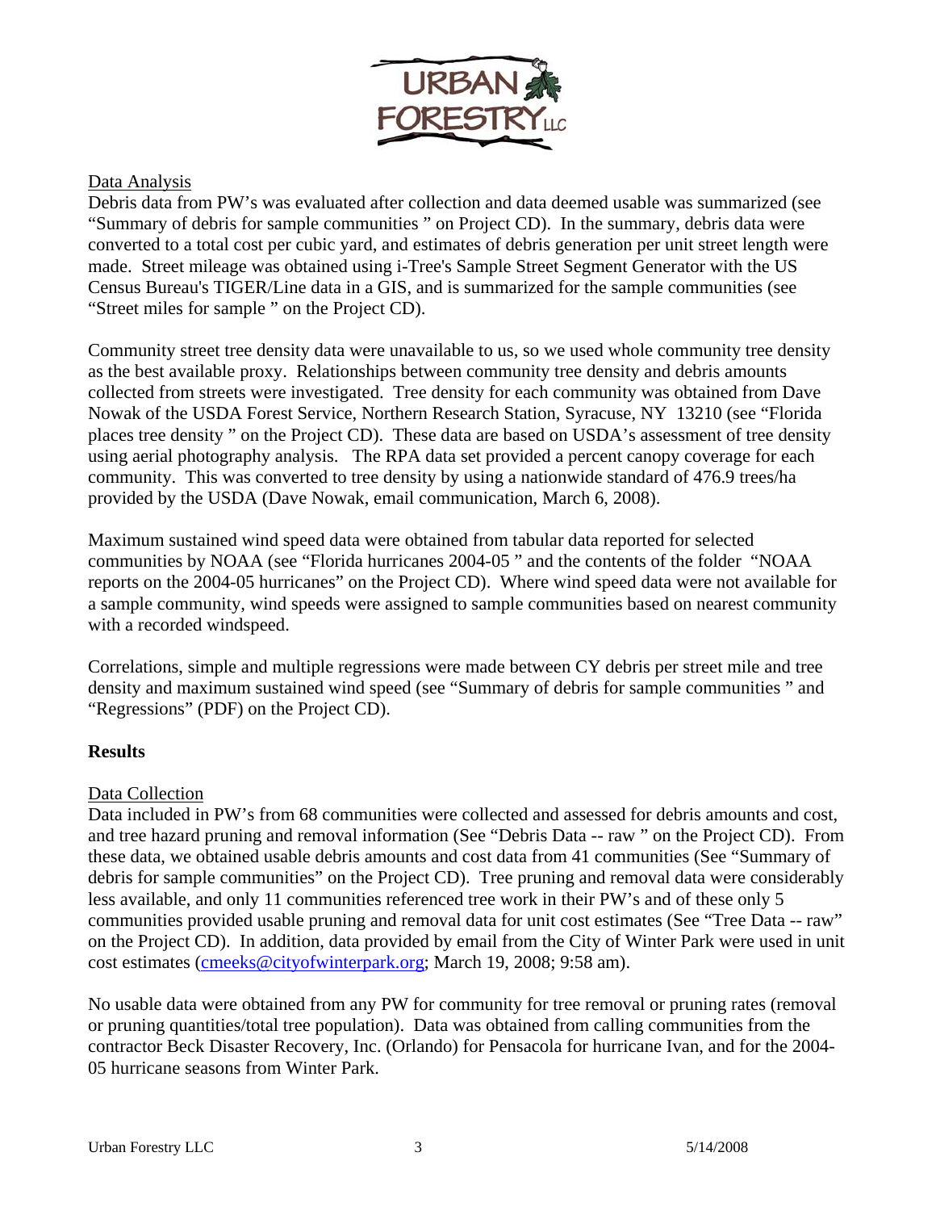Data Analysis

Debris data from PW's was evaluated after collection and data deemed usable was summarized (see "Summary of debris for sample communities " on Project CD). In the summary, debris data were converted to a total cost per cubic yard, and estimates of debris generation per unit street length were made. Street mileage was obtained using i-Tree's Sample Street Segment Generator with the US Census Bureau's TIGER/Line data in a GIS, and is summarized for the sample communities (see "Street miles for sample " on the Project CD).

Community street tree density data were unavailable to us, so we used whole community tree density as the best available proxy. Relationships between community tree density and debris amounts collected from streets were investigated. Tree density for each community was obtained from Dave Nowak of the USDA Forest Service, Northern Research Station, Syracuse, NY 13210 (see "Florida places tree density " on the Project CD). These data are based on USDA's assessment of tree density using aerial photography analysis. The RPA data set provided a percent canopy coverage for each community. This was converted to tree density by using a nationwide standard of 476.9 trees/ha provided by the USDA (Dave Nowak, email communication, March 6, 2008).

Maximum sustained wind speed data were obtained from tabular data reported for selected communities by NOAA (see "Florida hurricanes 2004-05 " and the contents of the folder "NOAA reports on the 2004-05 hurricanes" on the Project CD). Where wind speed data were not available for a sample community, wind speeds were assigned to sample communities based on nearest community with a recorded windspeed.

Correlations, simple and multiple regressions were made between CY debris per street mile and tree density and maximum sustained wind speed (see "Summary of debris for sample communities " and "Regressions" (PDF) on the Project CD).

**Results**

Data Collection

Data included in PW's from 68 communities were collected and assessed for debris amounts and cost, and tree hazard pruning and removal information (See "Debris Data -- raw " on the Project CD). From these data, we obtained usable debris amounts and cost data from 41 communities (See "Summary of debris for sample communities" on the Project CD). Tree pruning and removal data were considerably less available, and only 11 communities referenced tree work in their PW's and of these only 5 communities provided usable pruning and removal data for unit cost estimates (See "Tree Data -- raw" on the Project CD). In addition, data provided by email from the City of Winter Park were used in unit cost estimates (cmeeks@cityofwinterpark.org; March 19, 2008; 9:58 am).

No usable data were obtained from any PW for community for tree removal or pruning rates (removal or pruning quantities/total tree population). Data was obtained from calling communities from the contractor Beck Disaster Recovery, Inc. (Orlando) for Pensacola for hurricane Ivan, and for the 2004-05 hurricane seasons from Winter Park.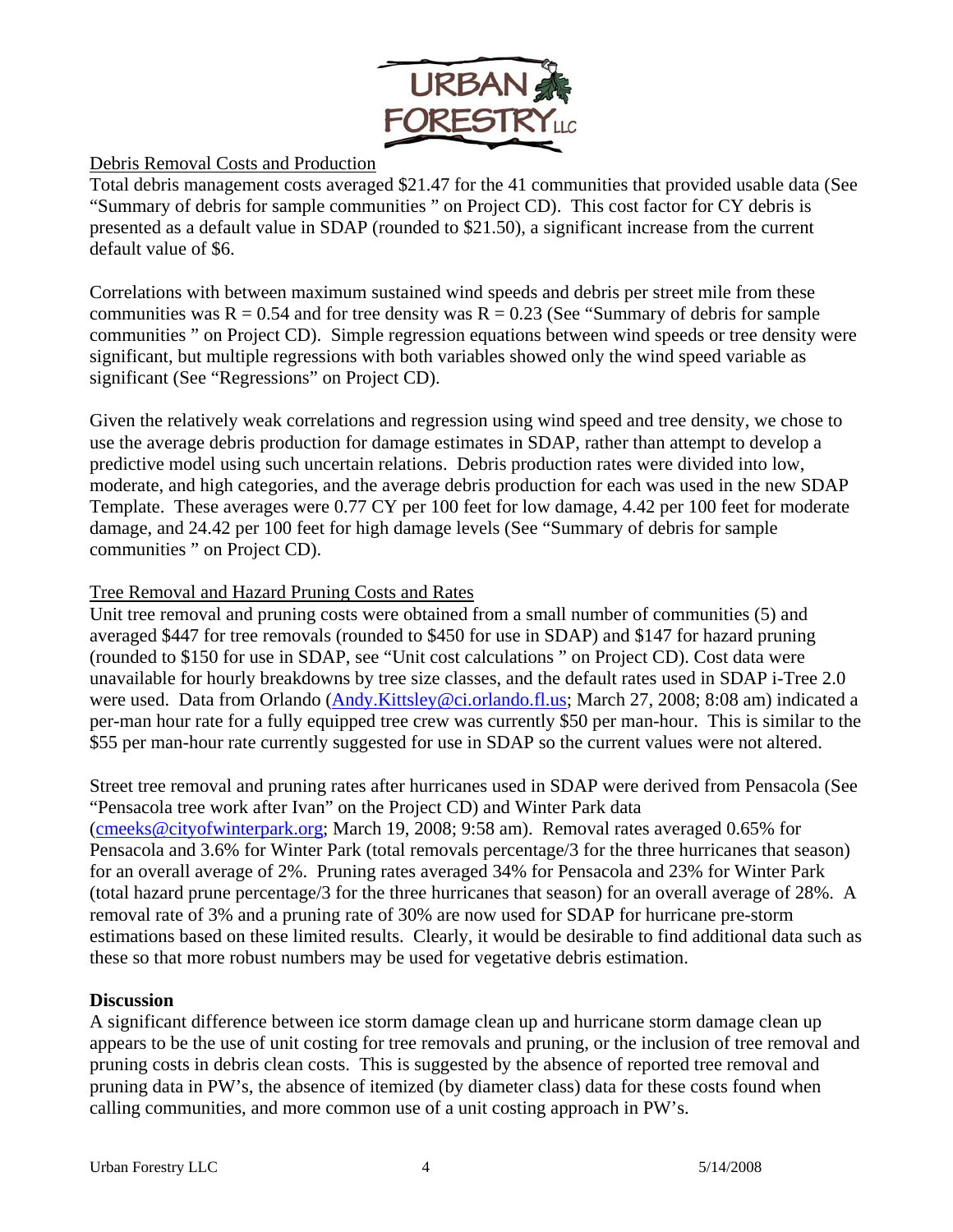Debris Removal Costs and Production

Total debris management costs averaged $21.47 for the 41 communities that provided usable data (See "Summary of debris for sample communities " on Project CD). This cost factor for CY debris is presented as a default value in SDAP (rounded to $21.50), a significant increase from the current default value of $6.

Correlations with between maximum sustained wind speeds and debris per street mile from these communities was $R = 0.54$ and for tree density was $R = 0.23$ (See "Summary of debris for sample communities " on Project CD). Simple regression equations between wind speeds or tree density were significant, but multiple regressions with both variables showed only the wind speed variable as significant (See "Regressions" on Project CD).

Given the relatively weak correlations and regression using wind speed and tree density, we chose to use the average debris production for damage estimates in SDAP, rather than attempt to develop a predictive model using such uncertain relations. Debris production rates were divided into low, moderate, and high categories, and the average debris production for each was used in the new SDAP Template. These averages were 0.77 CY per 100 feet for low damage, 4.42 per 100 feet for moderate damage, and 24.42 per 100 feet for high damage levels (See "Summary of debris for sample communities " on Project CD).

Tree Removal and Hazard Pruning Costs and Rates

Unit tree removal and pruning costs were obtained from a small number of communities (5) and averaged $447 for tree removals (rounded to $450 for use in SDAP) and $147 for hazard pruning (rounded to $150 for use in SDAP, see "Unit cost calculations " on Project CD). Cost data were unavailable for hourly breakdowns by tree size classes, and the default rates used in SDAP i-Tree 2.0 were used. Data from Orlando (Andy.Kittsley@ci.orlando.fl.us; March 27, 2008; 8:08 am) indicated a per-man hour rate for a fully equipped tree crew was currently $50 per man-hour. This is similar to the $55 per man-hour rate currently suggested for use in SDAP so the current values were not altered.

Street tree removal and pruning rates after hurricanes used in SDAP were derived from Pensacola (See "Pensacola tree work after Ivan" on the Project CD) and Winter Park data (cmeeks@cityofwinterpark.org; March 19, 2008; 9:58 am). Removal rates averaged 0.65% for Pensacola and 3.6% for Winter Park (total removals percentage/3 for the three hurricanes that season) for an overall average of 2%. Pruning rates averaged 34% for Pensacola and 23% for Winter Park (total hazard prune percentage/3 for the three hurricanes that season) for an overall average of 28%. A removal rate of 3% and a pruning rate of 30% are now used for SDAP for hurricane pre-storm estimations based on these limited results. Clearly, it would be desirable to find additional data such as these so that more robust numbers may be used for vegetative debris estimation.

**Discussion**

A significant difference between ice storm damage clean up and hurricane storm damage clean up appears to be the use of unit costing for tree removals and pruning, or the inclusion of tree removal and pruning costs in debris clean costs. This is suggested by the absence of reported tree removal and pruning data in PW's, the absence of itemized (by diameter class) data for these costs found when calling communities, and more common use of a unit costing approach in PW's.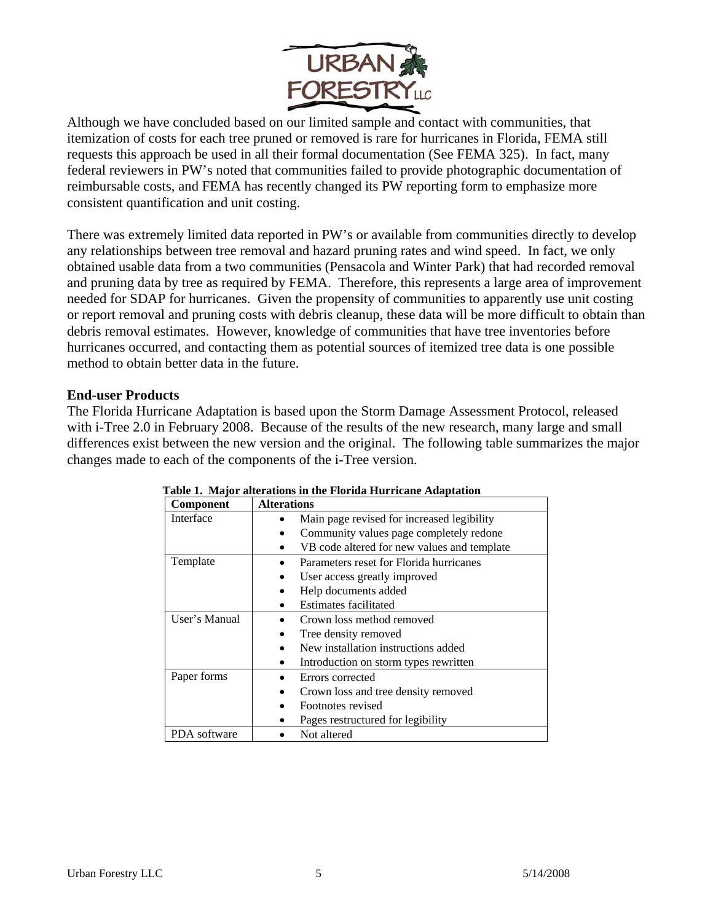Although we have concluded based on our limited sample and contact with communities, that itemization of costs for each tree pruned or removed is rare for hurricanes in Florida, FEMA still requests this approach be used in all their formal documentation (See FEMA 325). In fact, many federal reviewers in PW's noted that communities failed to provide photographic documentation of reimbursable costs, and FEMA has recently changed its PW reporting form to emphasize more consistent quantification and unit costing.

There was extremely limited data reported in PW's or available from communities directly to develop any relationships between tree removal and hazard pruning rates and wind speed. In fact, we only obtained usable data from a two communities (Pensacola and Winter Park) that had recorded removal and pruning data by tree as required by FEMA. Therefore, this represents a large area of improvement needed for SDAP for hurricanes. Given the propensity of communities to apparently use unit costing or report removal and pruning costs with debris cleanup, these data will be more difficult to obtain than debris removal estimates. However, knowledge of communities that have tree inventories before hurricanes occurred, and contacting them as potential sources of itemized tree data is one possible method to obtain better data in the future.

## End-user Products

The Florida Hurricane Adaptation is based upon the Storm Damage Assessment Protocol, released with i-Tree 2.0 in February 2008. Because of the results of the new research, many large and small differences exist between the new version and the original. The following table summarizes the major changes made to each of the components of the i-Tree version.

**Table 1. Major alterations in the Florida Hurricane Adaptation**

| Component | Alterations |
|---|---|
| Interface | • Main page revised for increased legibility<br>• Community values page completely redone<br>• VB code altered for new values and template |
| Template | • Parameters reset for Florida hurricanes<br>• User access greatly improved<br>• Help documents added<br>• Estimates facilitated |
| User's Manual | • Crown loss method removed<br>• Tree density removed<br>• New installation instructions added<br>• Introduction on storm types rewritten |
| Paper forms | • Errors corrected<br>• Crown loss and tree density removed<br>• Footnotes revised<br>• Pages restructured for legibility |
| PDA software | • Not altered |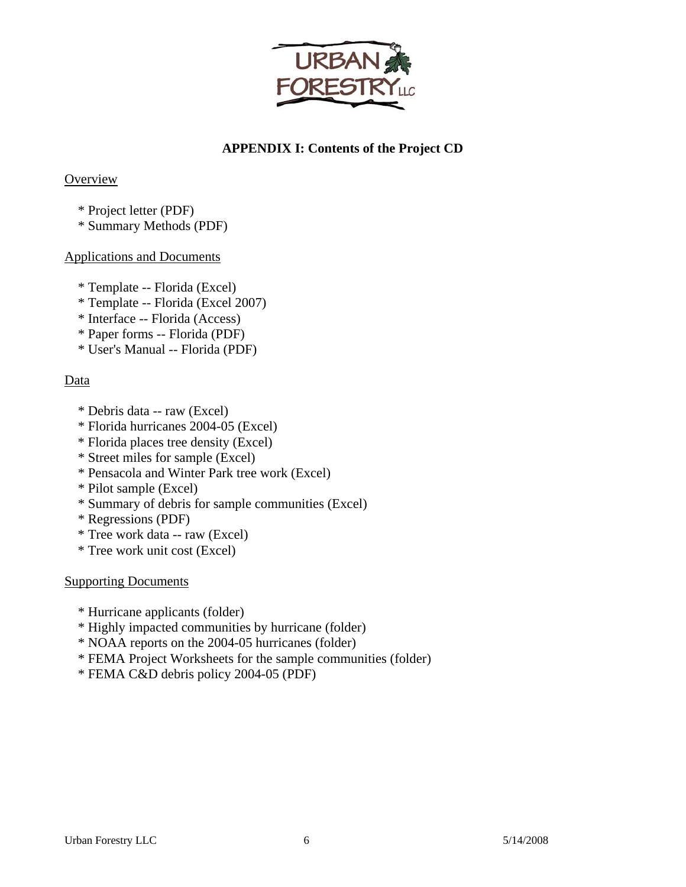# APPENDIX I: Contents of the Project CD

Overview

* Project letter (PDF)
* Summary Methods (PDF)

Applications and Documents

* Template -- Florida (Excel)
* Template -- Florida (Excel 2007)
* Interface -- Florida (Access)
* Paper forms -- Florida (PDF)
* User's Manual -- Florida (PDF)

Data

* Debris data -- raw (Excel)
* Florida hurricanes 2004-05 (Excel)
* Florida places tree density (Excel)
* Street miles for sample (Excel)
* Pensacola and Winter Park tree work (Excel)
* Pilot sample (Excel)
* Summary of debris for sample communities (Excel)
* Regressions (PDF)
* Tree work data -- raw (Excel)
* Tree work unit cost (Excel)

Supporting Documents

* Hurricane applicants (folder)
* Highly impacted communities by hurricane (folder)
* NOAA reports on the 2004-05 hurricanes (folder)
* FEMA Project Worksheets for the sample communities (folder)
* FEMA C&D debris policy 2004-05 (PDF)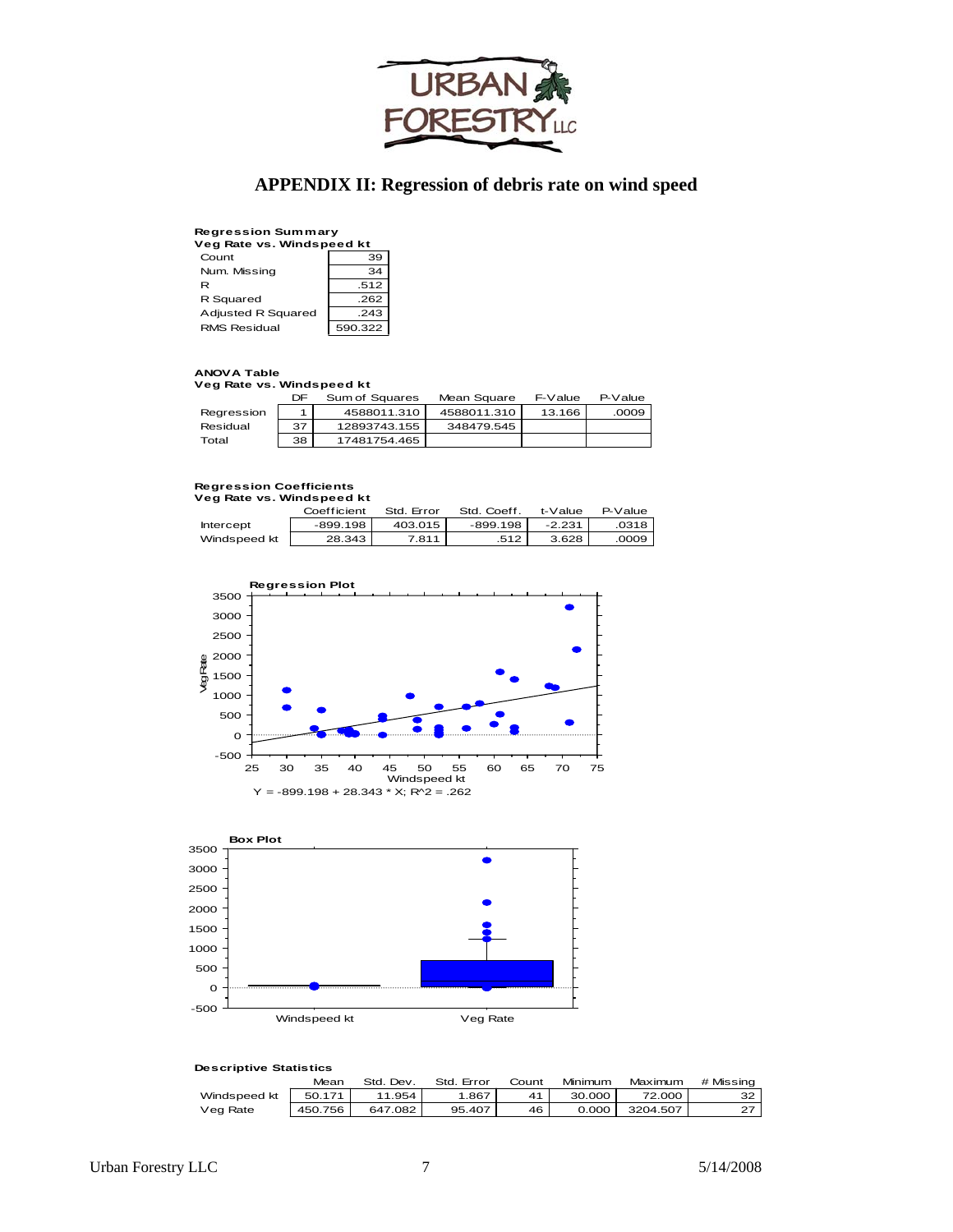# APPENDIX II: Regression of debris rate on wind speed

**Regression Summary**
**Veg Rate vs. Windspeed kt**

| | |
|---|---|
| Count | 39 |
| Num. Missing | 34 |
| R | .512 |
| R Squared | .262 |
| Adjusted R Squared | .243 |
| RMS Residual | 590.322 |

**ANOVA Table**
**Veg Rate vs. Windspeed kt**

| | DF | Sum of Squares | Mean Square | F-Value | P-Value |
|---|---|---|---|---|---|
| Regression | 1 | 4588011.310 | 4588011.310 | 13.166 | .0009 |
| Residual | 37 | 12893743.155 | 348479.545 | | |
| Total | 38 | 17481754.465 | | | |

**Regression Coefficients**
**Veg Rate vs. Windspeed kt**

| | Coefficient | Std. Error | Std. Coeff. | t-Value | P-Value |
|---|---|---|---|---|---|
| Intercept | -899.198 | 403.015 | -899.198 | -2.231 | .0318 |
| Windspeed kt | 28.343 | 7.811 | .512 | 3.628 | .0009 |

**Regression Plot**

Y = -899.198 + 28.343 * X; R^2 = .262

**Box Plot**

**Descriptive Statistics**

| | Mean | Std. Dev. | Std. Error | Count | Minimum | Maximum | # Missing |
|---|---|---|---|---|---|---|---|
| Windspeed kt | 50.171 | 11.954 | 1.867 | 41 | 30.000 | 72.000 | 32 |
| Veg Rate | 450.756 | 647.082 | 95.407 | 46 | 0.000 | 3204.507 | 27 |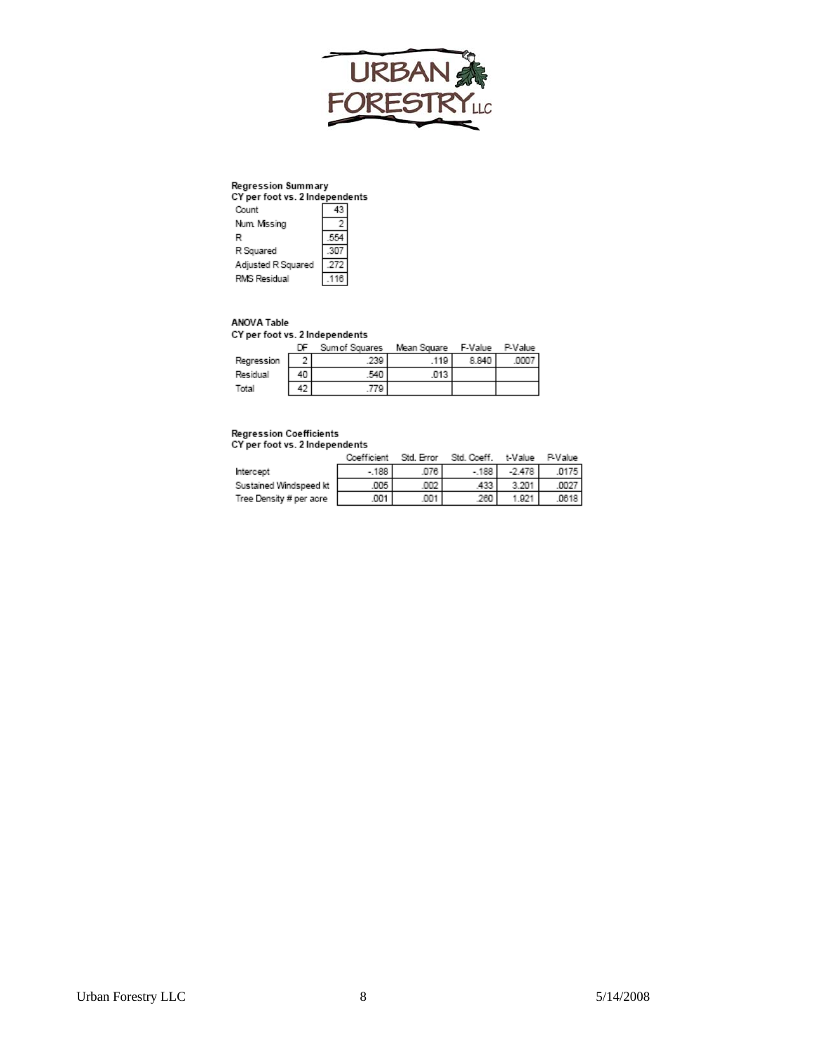**Regression Summary**
**CY per foot vs. 2 Independents**

| | |
|---|---|
| Count | 43 |
| Num. Missing | 2 |
| R | .554 |
| R Squared | .307 |
| Adjusted R Squared | .272 |
| RMS Residual | .116 |

**ANOVA Table**
**CY per foot vs. 2 Independents**

| | DF | Sum of Squares | Mean Square | F-Value | P-Value |
|---|---|---|---|---|---|
| Regression | 2 | .239 | .119 | 8.840 | .0007 |
| Residual | 40 | .540 | .013 | | |
| Total | 42 | .779 | | | |

**Regression Coefficients**
**CY per foot vs. 2 Independents**

| | Coefficient | Std. Error | Std. Coeff. | t-Value | P-Value |
|---|---|---|---|---|---|
| Intercept | -.188 | .076 | -.188 | -2.478 | .0175 |
| Sustained Windspeed kt | .005 | .002 | .433 | 3.201 | .0027 |
| Tree Density # per acre | .001 | .001 | .260 | 1.921 | .0618 |